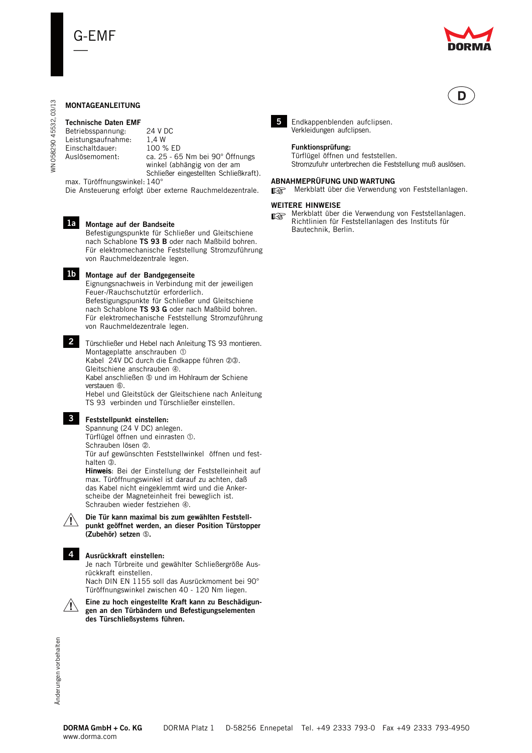# G-EMF

**D**

## MONTAGEANLEITUNG

### Technische Daten EMF

| | |
|---|---|
| Betriebsspannung: | 24 V DC |
| Leistungsaufnahme: | 1,4 W |
| Einschaltdauer: | 100 % ED |
| Auslösemoment: | ca. 25 - 65 Nm bei 90° Öffnungswinkel (abhängig von der am Schließer eingestellten Schließkraft). |
| max. Türöffnungswinkel: | 140° |

Die Ansteuerung erfolgt über externe Rauchmeldezentrale.

**1a** **Montage auf der Bandseite**
Befestigungspunkte für Schließer und Gleitschiene nach Schablone **TS 93 B** oder nach Maßbild bohren.
Für elektromechanische Feststellung Stromzuführung von Rauchmeldezentrale legen.

**1b** **Montage auf der Bandgegenseite**
Eignungsnachweis in Verbindung mit der jeweiligen Feuer-/Rauchschutztür erforderlich.
Befestigungspunkte für Schließer und Gleitschiene nach Schablone **TS 93 G** oder nach Maßbild bohren.
Für elektromechanische Feststellung Stromzuführung von Rauchmeldezentrale legen.

**2** Türschließer und Hebel nach Anleitung TS 93 montieren.
Montageplatte anschrauben ①
Kabel 24V DC durch die Endkappe führen ②③.
Gleitschiene anschrauben ④.
Kabel anschließen ⑤ und im Hohlraum der Schiene verstauen ⑥.
Hebel und Gleitstück der Gleitschiene nach Anleitung TS 93 verbinden und Türschließer einstellen.

**3** **Feststellpunkt einstellen:**
Spannung (24 V DC) anlegen.
Türflügel öffnen und einrasten ①.
Schrauben lösen ②.
Tür auf gewünschten Feststellwinkel öffnen und festhalten ③.
**Hinweis**: Bei der Einstellung der Feststelleinheit auf max. Türöffnungswinkel ist darauf zu achten, daß das Kabel nicht eingeklemmt wird und die Ankerscheibe der Magneteinheit frei beweglich ist.
Schrauben wieder festziehen ④.

⚠ **Die Tür kann maximal bis zum gewählten Feststellpunkt geöffnet werden, an dieser Position Türstopper (Zubehör) setzen ⑤.**

**4** **Ausrückkraft einstellen:**
Je nach Türbreite und gewählter Schließergröße Ausrückkraft einstellen.
Nach DIN EN 1155 soll das Ausrückmoment bei 90° Türöffnungswinkel zwischen 40 - 120 Nm liegen.

⚠ **Eine zu hoch eingestellte Kraft kann zu Beschädigungen an den Türbändern und Befestigungselementen des Türschließsystems führen.**

**5** Endkappenblenden aufclipsen.
Verkleidungen aufclipsen.

**Funktionsprüfung:**
Türflügel öffnen und feststellen.
Stromzufuhr unterbrechen die Feststellung muß auslösen.

### ABNAHMEPRÜFUNG UND WARTUNG

☞ Merkblatt über die Verwendung von Feststellanlagen.

### WEITERE HINWEISE

☞ Merkblatt über die Verwendung von Feststellanlagen.
Richtlinien für Feststellanlagen des Instituts für Bautechnik, Berlin.

WN 058290 45532, 03/13

Änderungen vorbehalten

**DORMA GmbH + Co. KG** DORMA Platz 1 D-58256 Ennepetal Tel. +49 2333 793-0 Fax +49 2333 793-4950
www.dorma.com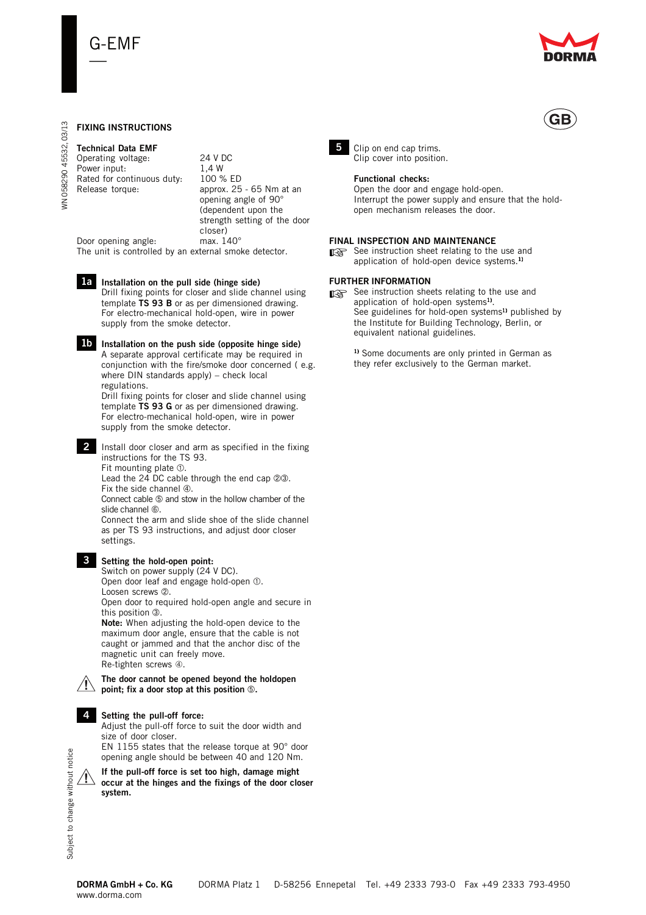# G-EMF

## FIXING INSTRUCTIONS

**Technical Data EMF**

| | |
|---|---|
| Operating voltage: | 24 V DC |
| Power input: | 1,4 W |
| Rated for continuous duty: | 100 % ED |
| Release torque: | approx. 25 - 65 Nm at an opening angle of 90° (dependent upon the strength setting of the door closer) |
| Door opening angle: | max. 140° |

The unit is controlled by an external smoke detector.

**1a** **Installation on the pull side (hinge side)**
Drill fixing points for closer and slide channel using template **TS 93 B** or as per dimensioned drawing.
For electro-mechanical hold-open, wire in power supply from the smoke detector.

**1b** **Installation on the push side (opposite hinge side)**
A separate approval certificate may be required in conjunction with the fire/smoke door concerned ( e.g. where DIN standards apply) – check local regulations.
Drill fixing points for closer and slide channel using template **TS 93 G** or as per dimensioned drawing.
For electro-mechanical hold-open, wire in power supply from the smoke detector.

**2** Install door closer and arm as specified in the fixing instructions for the TS 93.
Fit mounting plate ①.
Lead the 24 DC cable through the end cap ②③.
Fix the side channel ④.
Connect cable ⑤ and stow in the hollow chamber of the slide channel ⑥.
Connect the arm and slide shoe of the slide channel as per TS 93 instructions, and adjust door closer settings.

**3** **Setting the hold-open point:**
Switch on power supply (24 V DC).
Open door leaf and engage hold-open ①.
Loosen screws ②.
Open door to required hold-open angle and secure in this position ③.
**Note:** When adjusting the hold-open device to the maximum door angle, ensure that the cable is not caught or jammed and that the anchor disc of the magnetic unit can freely move.
Re-tighten screws ④.

⚠ **The door cannot be opened beyond the holdopen point; fix a door stop at this position ⑤.**

**4** **Setting the pull-off force:**
Adjust the pull-off force to suit the door width and size of door closer.
EN 1155 states that the release torque at 90° door opening angle should be between 40 and 120 Nm.

⚠ **If the pull-off force is set too high, damage might occur at the hinges and the fixings of the door closer system.**

**5** Clip on end cap trims.
Clip cover into position.

**Functional checks:**
Open the door and engage hold-open.
Interrupt the power supply and ensure that the hold-open mechanism releases the door.

## FINAL INSPECTION AND MAINTENANCE

☞ See instruction sheet relating to the use and application of hold-open device systems.[1]

## FURTHER INFORMATION

☞ See instruction sheets relating to the use and application of hold-open systems[1].
See guidelines for hold-open systems[1] published by the Institute for Building Technology, Berlin, or equivalent national guidelines.

[1] Some documents are only printed in German as they refer exclusively to the German market.

WN 058290 45532, 03/13

Subject to change without notice

**DORMA GmbH + Co. KG** DORMA Platz 1 D-58256 Ennepetal Tel. +49 2333 793-0 Fax +49 2333 793-4950
www.dorma.com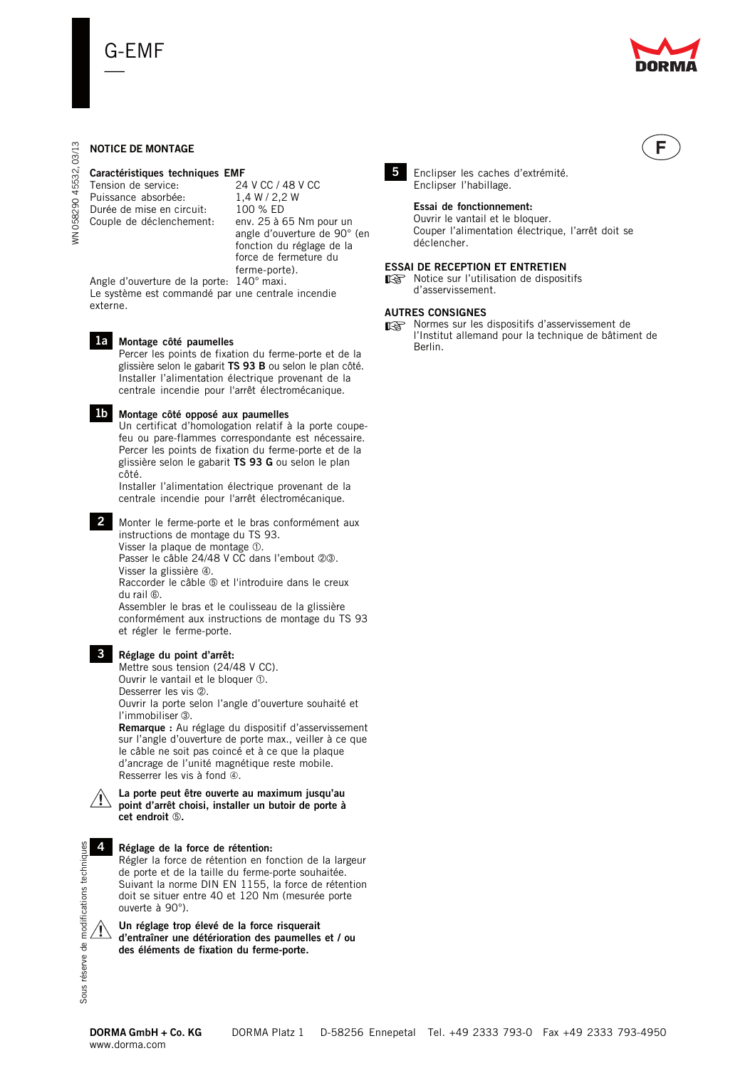# G-EMF

## NOTICE DE MONTAGE

**F**

### Caractéristiques techniques EMF

| | |
|---|---|
| Tension de service: | 24 V CC / 48 V CC |
| Puissance absorbée: | 1,4 W / 2,2 W |
| Durée de mise en circuit: | 100 % ED |
| Couple de déclenchement: | env. 25 à 65 Nm pour un angle d'ouverture de 90° (en fonction du réglage de la force de fermeture du ferme-porte). |
| Angle d'ouverture de la porte: | 140° maxi. |

Le système est commandé par une centrale incendie externe.

**1a** **Montage côté paumelles**
Percer les points de fixation du ferme-porte et de la glissière selon le gabarit **TS 93 B** ou selon le plan côté.
Installer l'alimentation électrique provenant de la centrale incendie pour l'arrêt électromécanique.

**1b** **Montage côté opposé aux paumelles**
Un certificat d'homologation relatif à la porte coupe-feu ou pare-flammes correspondante est nécessaire.
Percer les points de fixation du ferme-porte et de la glissière selon le gabarit **TS 93 G** ou selon le plan côté.
Installer l'alimentation électrique provenant de la centrale incendie pour l'arrêt électromécanique.

**2** Monter le ferme-porte et le bras conformément aux instructions de montage du TS 93.
Visser la plaque de montage ①.
Passer le câble 24/48 V CC dans l'embout ②③.
Visser la glissière ④.
Raccorder le câble ⑤ et l'introduire dans le creux du rail ⑥.
Assembler le bras et le coulisseau de la glissière conformément aux instructions de montage du TS 93 et régler le ferme-porte.

**3** **Réglage du point d'arrêt:**
Mettre sous tension (24/48 V CC).
Ouvrir le vantail et le bloquer ①.
Desserrer les vis ②.
Ouvrir la porte selon l'angle d'ouverture souhaité et l'immobiliser ③.
**Remarque :** Au réglage du dispositif d'asservissement sur l'angle d'ouverture de porte max., veiller à ce que le câble ne soit pas coincé et à ce que la plaque d'ancrage de l'unité magnétique reste mobile.
Resserrer les vis à fond ④.

⚠ **La porte peut être ouverte au maximum jusqu'au point d'arrêt choisi, installer un butoir de porte à cet endroit ⑤.**

**4** **Réglage de la force de rétention:**
Régler la force de rétention en fonction de la largeur de porte et de la taille du ferme-porte souhaitée.
Suivant la norme DIN EN 1155, la force de rétention doit se situer entre 40 et 120 Nm (mesurée porte ouverte à 90°).

⚠ **Un réglage trop élevé de la force risquerait d'entraîner une détérioration des paumelles et / ou des éléments de fixation du ferme-porte.**

**5** Enclipser les caches d'extrémité.
Enclipser l'habillage.

**Essai de fonctionnement:**
Ouvrir le vantail et le bloquer.
Couper l'alimentation électrique, l'arrêt doit se déclencher.

### ESSAI DE RECEPTION ET ENTRETIEN

☞ Notice sur l'utilisation de dispositifs d'asservissement.

### AUTRES CONSIGNES

☞ Normes sur les dispositifs d'asservissement de l'Institut allemand pour la technique de bâtiment de Berlin.

WN 058290 45532, 03/13

Sous réserve de modifications techniques

**DORMA GmbH + Co. KG** DORMA Platz 1 D-58256 Ennepetal Tel. +49 2333 793-0 Fax +49 2333 793-4950
www.dorma.com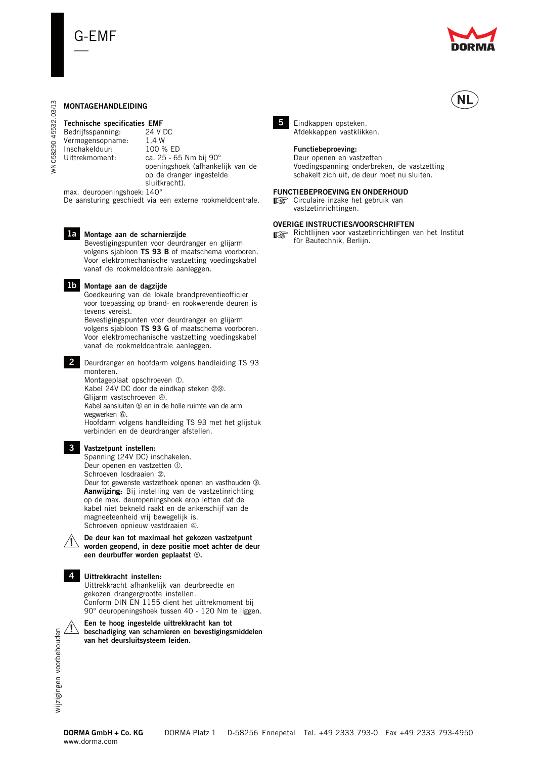# G-EMF

NL

## MONTAGEHANDLEIDING

**Technische specificaties EMF**

| | |
|---|---|
| Bedrijfsspanning: | 24 V DC |
| Vermogensopname: | 1,4 W |
| Inschakelduur: | 100 % ED |
| Uittrekmoment: | ca. 25 - 65 Nm bij 90° openingshoek (afhankelijk van de op de dranger ingestelde sluitkracht). |

max. deuropeningshoek: 140°
De aansturing geschiedt via een externe rookmeldcentrale.

**1a** **Montage aan de scharnierzijde**
Bevestigingspunten voor deurdranger en glijarm volgens sjabloon **TS 93 B** of maatschema voorboren.
Voor elektromechanische vastzetting voedingskabel vanaf de rookmeldcentrale aanleggen.

**1b** **Montage aan de dagzijde**
Goedkeuring van de lokale brandpreventieofficier voor toepassing op brand- en rookwerende deuren is tevens vereist.
Bevestigingspunten voor deurdranger en glijarm volgens sjabloon **TS 93 G** of maatschema voorboren.
Voor elektromechanische vastzetting voedingskabel vanaf de rookmeldcentrale aanleggen.

**2** Deurdranger en hoofdarm volgens handleiding TS 93 monteren.
Montageplaat opschroeven ①.
Kabel 24V DC door de eindkap steken ②③.
Glijarm vastschroeven ④.
Kabel aansluiten ⑤ en in de holle ruimte van de arm wegwerken ⑥.
Hoofdarm volgens handleiding TS 93 met het glijstuk verbinden en de deurdranger afstellen.

**3** **Vastzetpunt instellen:**
Spanning (24V DC) inschakelen.
Deur openen en vastzetten ①.
Schroeven losdraaien ②.
Deur tot gewenste vastzethoek openen en vasthouden ③.
**Aanwijzing:** Bij instelling van de vastzetinrichting op de max. deuropeningshoek erop letten dat de kabel niet bekneld raakt en de ankerschijf van de magneeteenheid vrij bewegelijk is.
Schroeven opnieuw vastdraaien ④.

⚠ **De deur kan tot maximaal het gekozen vastzetpunt worden geopend, in deze positie moet achter de deur een deurbuffer worden geplaatst ⑤.**

**4** **Uittrekkracht instellen:**
Uittrekkracht afhankelijk van deurbreedte en gekozen drangergrootte instellen.
Conform DIN EN 1155 dient het uittrekmoment bij 90° deuropeningshoek tussen 40 - 120 Nm te liggen.

⚠ **Een te hoog ingestelde uittrekkracht kan tot beschadiging van scharnieren en bevestigingsmiddelen van het deursluitsysteem leiden.**

**5** Eindkappen opsteken.
Afdekkappen vastklikken.

**Functiebeproeving:**
Deur openen en vastzetten
Voedingspanning onderbreken, de vastzetting schakelt zich uit, de deur moet nu sluiten.

## FUNCTIEBEPROEVING EN ONDERHOUD

☞ Circulaire inzake het gebruik van vastzetinrichtingen.

## OVERIGE INSTRUCTIES/VOORSCHRIFTEN

☞ Richtlijnen voor vastzetinrichtingen van het Institut für Bautechnik, Berlijn.

WN 058290 45532, 03/13

Wijzigingen voorbehouden

**DORMA GmbH + Co. KG** DORMA Platz 1 D-58256 Ennepetal Tel. +49 2333 793-0 Fax +49 2333 793-4950
www.dorma.com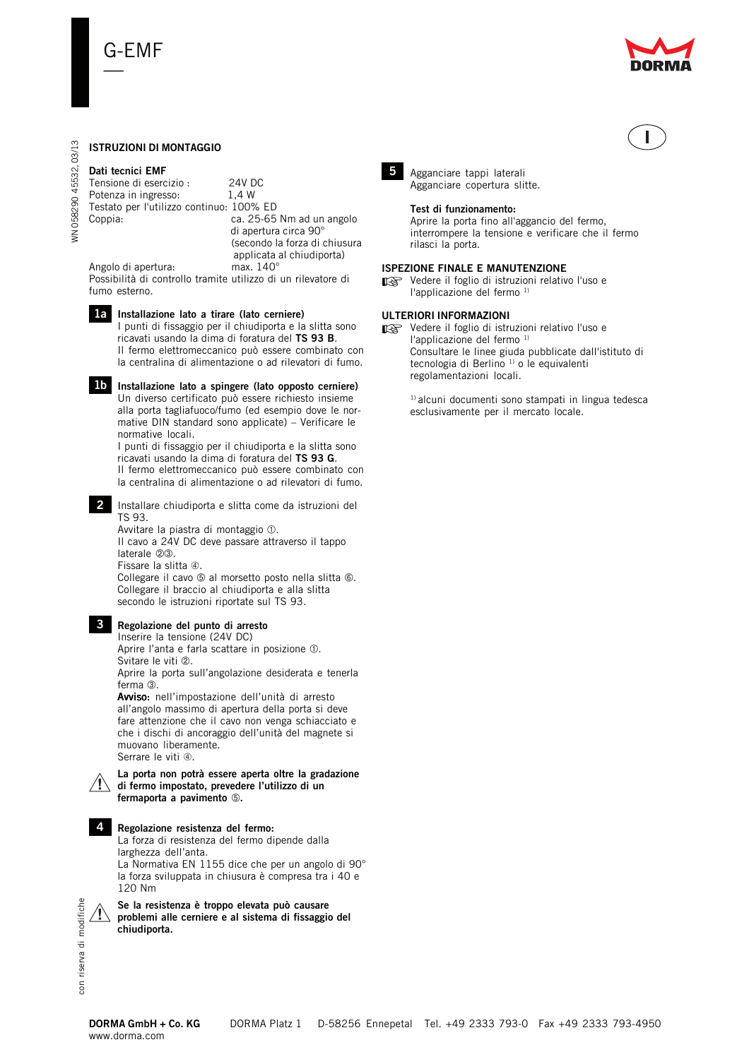# G-EMF

**I**

## ISTRUZIONI DI MONTAGGIO

### Dati tecnici EMF

Tensione di esercizio : 24V DC
Potenza in ingresso: 1,4 W
Testato per l'utilizzo continuo: 100% ED
Coppia: ca. 25-65 Nm ad un angolo di apertura circa 90° (secondo la forza di chiusura applicata al chiudiporta)
Angolo di apertura: max. 140°
Possibilità di controllo tramite utilizzo di un rilevatore di fumo esterno.

**1a** **Installazione lato a tirare (lato cerniere)**
I punti di fissaggio per il chiudiporta e la slitta sono ricavati usando la dima di foratura del **TS 93 B**.
Il fermo elettromeccanico può essere combinato con la centralina di alimentazione o ad rilevatori di fumo.

**1b** **Installazione lato a spingere (lato opposto cerniere)**
Un diverso certificato può essere richiesto insieme alla porta tagliafuoco/fumo (ed esempio dove le normative DIN standard sono applicate) – Verificare le normative locali.
I punti di fissaggio per il chiudiporta e la slitta sono ricavati usando la dima di foratura del **TS 93 G**.
Il fermo elettromeccanico può essere combinato con la centralina di alimentazione o ad rilevatori di fumo.

**2** Installare chiudiporta e slitta come da istruzioni del TS 93.
Avvitare la piastra di montaggio ①.
Il cavo a 24V DC deve passare attraverso il tappo laterale ②③.
Fissare la slitta ④.
Collegare il cavo ⑤ al morsetto posto nella slitta ⑥.
Collegare il braccio al chiudiporta e alla slitta secondo le istruzioni riportate sul TS 93.

**3** **Regolazione del punto di arresto**
Inserire la tensione (24V DC)
Aprire l'anta e farla scattare in posizione ①.
Svitare le viti ②.
Aprire la porta sull'angolazione desiderata e tenerla ferma ③.
**Avviso:** nell'impostazione dell'unità di arresto all'angolo massimo di apertura della porta si deve fare attenzione che il cavo non venga schiacciato e che i dischi di ancoraggio dell'unità del magnete si muovano liberamente.
Serrare le viti ④.

⚠ **La porta non potrà essere aperta oltre la gradazione di fermo impostato, prevedere l'utilizzo di un fermaporta a pavimento ⑤.**

**4** **Regolazione resistenza del fermo:**
La forza di resistenza del fermo dipende dalla larghezza dell'anta.
La Normativa EN 1155 dice che per un angolo di 90° la forza sviluppata in chiusura è compresa tra i 40 e 120 Nm

⚠ **Se la resistenza è troppo elevata può causare problemi alle cerniere e al sistema di fissaggio del chiudiporta.**

**5** Agganciare tappi laterali
Agganciare copertura slitte.

**Test di funzionamento:**
Aprire la porta fino all'aggancio del fermo, interrompere la tensione e verificare che il fermo rilasci la porta.

### ISPEZIONE FINALE E MANUTENZIONE

☞ Vedere il foglio di istruzioni relativo l'uso e l'applicazione del fermo [1)]

### ULTERIORI INFORMAZIONI

☞ Vedere il foglio di istruzioni relativo l'uso e l'applicazione del fermo [1)]
Consultare le linee giuda pubblicate dall'istituto di tecnologia di Berlino [1)] o le equivalenti regolamentazioni locali.

[1)] alcuni documenti sono stampati in lingua tedesca esclusivamente per il mercato locale.

WN 058290 45532, 03/13

con riserva di modifiche

**DORMA GmbH + Co. KG** DORMA Platz 1 D-58256 Ennepetal Tel. +49 2333 793-0 Fax +49 2333 793-4950
www.dorma.com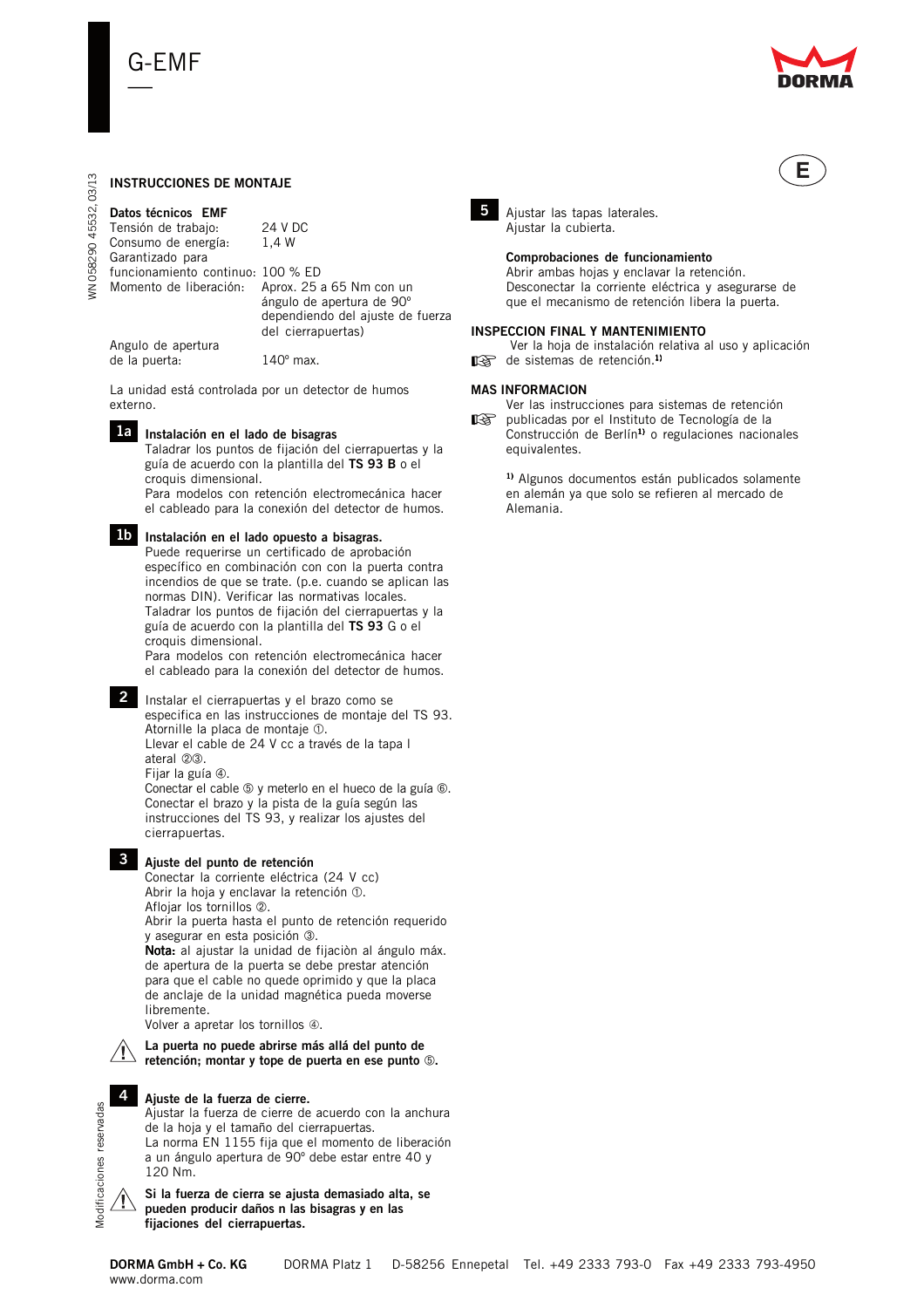# G-EMF

**E**

## INSTRUCCIONES DE MONTAJE

**Datos técnicos EMF**

| | |
|---|---|
| Tensión de trabajo: | 24 V DC |
| Consumo de energía: | 1,4 W |
| Garantizado para funcionamiento continuo: | 100 % ED |
| Momento de liberación: | Aprox. 25 a 65 Nm con un ángulo de apertura de 90º dependiendo del ajuste de fuerza del cierrapuertas) |
| Angulo de apertura de la puerta: | 140º max. |

La unidad está controlada por un detector de humos externo.

**1a** **Instalación en el lado de bisagras**
Taladrar los puntos de fijación del cierrapuertas y la guía de acuerdo con la plantilla del **TS 93 B** o el croquis dimensional.
Para modelos con retención electromecánica hacer el cableado para la conexión del detector de humos.

**1b** **Instalación en el lado opuesto a bisagras.**
Puede requerirse un certificado de aprobación específico en combinación con con la puerta contra incendios de que se trate. (p.e. cuando se aplican las normas DIN). Verificar las normativas locales.
Taladrar los puntos de fijación del cierrapuertas y la guía de acuerdo con la plantilla del **TS 93** G o el croquis dimensional.
Para modelos con retención electromecánica hacer el cableado para la conexión del detector de humos.

**2** Instalar el cierrapuertas y el brazo como se especifica en las instrucciones de montaje del TS 93.
Atornille la placa de montaje ①.
Llevar el cable de 24 V cc a través de la tapa l ateral ②③.
Fijar la guía ④.
Conectar el cable ⑤ y meterlo en el hueco de la guía ⑥.
Conectar el brazo y la pista de la guía según las instrucciones del TS 93, y realizar los ajustes del cierrapuertas.

**3** **Ajuste del punto de retención**
Conectar la corriente eléctrica (24 V cc)
Abrir la hoja y enclavar la retención ①.
Aflojar los tornillos ②.
Abrir la puerta hasta el punto de retención requerido y asegurar en esta posición ③.
**Nota:** al ajustar la unidad de fijaciòn al ángulo máx. de apertura de la puerta se debe prestar atención para que el cable no quede oprimido y que la placa de anclaje de la unidad magnética pueda moverse libremente.
Volver a apretar los tornillos ④.

⚠ **La puerta no puede abrirse más allá del punto de retención; montar y tope de puerta en ese punto ⑤.**

**4** **Ajuste de la fuerza de cierre.**
Ajustar la fuerza de cierre de acuerdo con la anchura de la hoja y el tamaño del cierrapuertas.
La norma EN 1155 fija que el momento de liberación a un ángulo apertura de 90º debe estar entre 40 y 120 Nm.

⚠ **Si la fuerza de cierra se ajusta demasiado alta, se pueden producir daños n las bisagras y en las fijaciones del cierrapuertas.**

**5** Ajustar las tapas laterales.
Ajustar la cubierta.

**Comprobaciones de funcionamiento**
Abrir ambas hojas y enclavar la retención.
Desconectar la corriente eléctrica y asegurarse de que el mecanismo de retención libera la puerta.

### INSPECCION FINAL Y MANTENIMIENTO

☞ Ver la hoja de instalación relativa al uso y aplicación de sistemas de retención.[1]

### MAS INFORMACION

☞ Ver las instrucciones para sistemas de retención publicadas por el Instituto de Tecnología de la Construcción de Berlín[1] o regulaciones nacionales equivalentes.

[1] Algunos documentos están publicados solamente en alemán ya que solo se refieren al mercado de Alemania.

WN 058290 45532, 03/13

Modificaciones reservadas

**DORMA GmbH + Co. KG** DORMA Platz 1 D-58256 Ennepetal Tel. +49 2333 793-0 Fax +49 2333 793-4950
www.dorma.com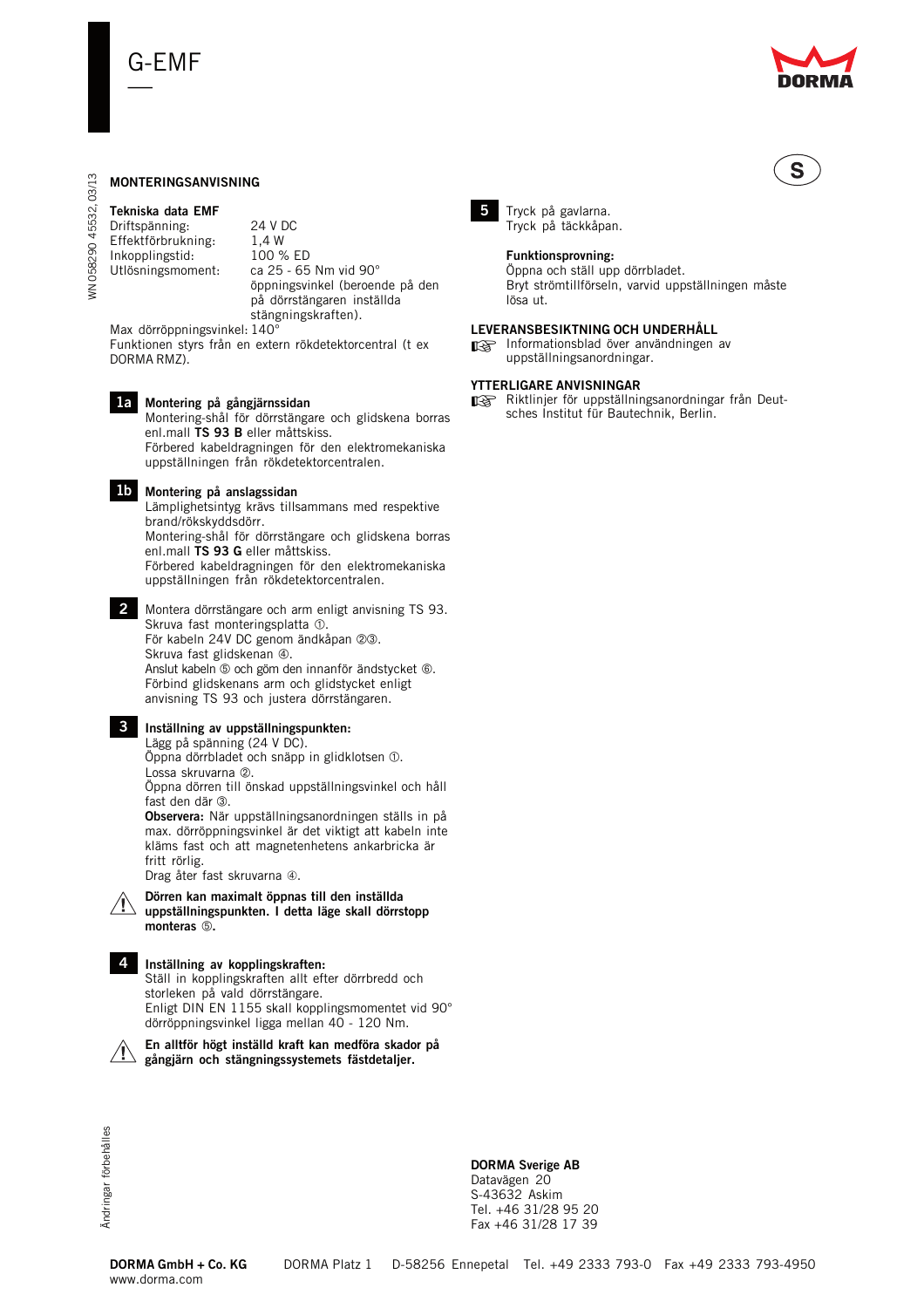# G-EMF

**S**

## MONTERINGSANVISNING

**Tekniska data EMF**

| | |
|---|---|
| Driftspänning: | 24 V DC |
| Effektförbrukning: | 1,4 W |
| Inkopplingstid: | 100 % ED |
| Utlösningsmoment: | ca 25 - 65 Nm vid 90° öppningsvinkel (beroende på den på dörrstängaren inställda stängningskraften). |

Max dörröppningsvinkel: 140°

Funktionen styrs från en extern rökdetektorcentral (t ex DORMA RMZ).

**1a** **Montering på gångjärnssidan**

Montering-shål för dörrstängare och glidskena borras enl.mall **TS 93 B** eller måttskiss.

Förbered kabeldragningen för den elektromekaniska uppställningen från rökdetektorcentralen.

**1b** **Montering på anslagssidan**

Lämplighetsintyg krävs tillsammans med respektive brand/rökskyddsdörr.

Montering-shål för dörrstängare och glidskena borras enl.mall **TS 93 G** eller måttskiss.

Förbered kabeldragningen för den elektromekaniska uppställningen från rökdetektorcentralen.

**2** Montera dörrstängare och arm enligt anvisning TS 93.

Skruva fast monteringsplatta ①.

För kabeln 24V DC genom ändkåpan ②③.

Skruva fast glidskenan ④.

Anslut kabeln ⑤ och göm den innanför ändstycket ⑥.

Förbind glidskenans arm och glidstycket enligt anvisning TS 93 och justera dörrstängaren.

**3** **Inställning av uppställningspunkten:**

Lägg på spänning (24 V DC).

Öppna dörrbladet och snäpp in glidklotsen ①.

Lossa skruvarna ②.

Öppna dörren till önskad uppställningsvinkel och håll fast den där ③.

**Observera:** När uppställningsanordningen ställs in på max. dörröppningsvinkel är det viktigt att kabeln inte kläms fast och att magnetenhetens ankarbricka är fritt rörlig.

Drag åter fast skruvarna ④.

⚠ **Dörren kan maximalt öppnas till den inställda uppställningspunkten. I detta läge skall dörrstopp monteras ⑤.**

**4** **Inställning av kopplingskraften:**

Ställ in kopplingskraften allt efter dörrbredd och storleken på vald dörrstängare.

Enligt DIN EN 1155 skall kopplingsmomentet vid 90° dörröppningsvinkel ligga mellan 40 - 120 Nm.

⚠ **En alltför högt inställd kraft kan medföra skador på gångjärn och stängningssystemets fästdetaljer.**

**5** Tryck på gavlarna.

Tryck på täckkåpan.

**Funktionsprovning:**

Öppna och ställ upp dörrbladet.

Bryt strömtillförseln, varvid uppställningen måste lösa ut.

## LEVERANSBESIKTNING OCH UNDERHÅLL

☞ Informationsblad över användningen av uppställningsanordningar.

## YTTERLIGARE ANVISNINGAR

☞ Riktlinjer för uppställningsanordningar från Deutsches Institut für Bautechnik, Berlin.

**DORMA Sverige AB**
Datavägen 20
S-43632 Askim
Tel. +46 31/28 95 20
Fax +46 31/28 17 39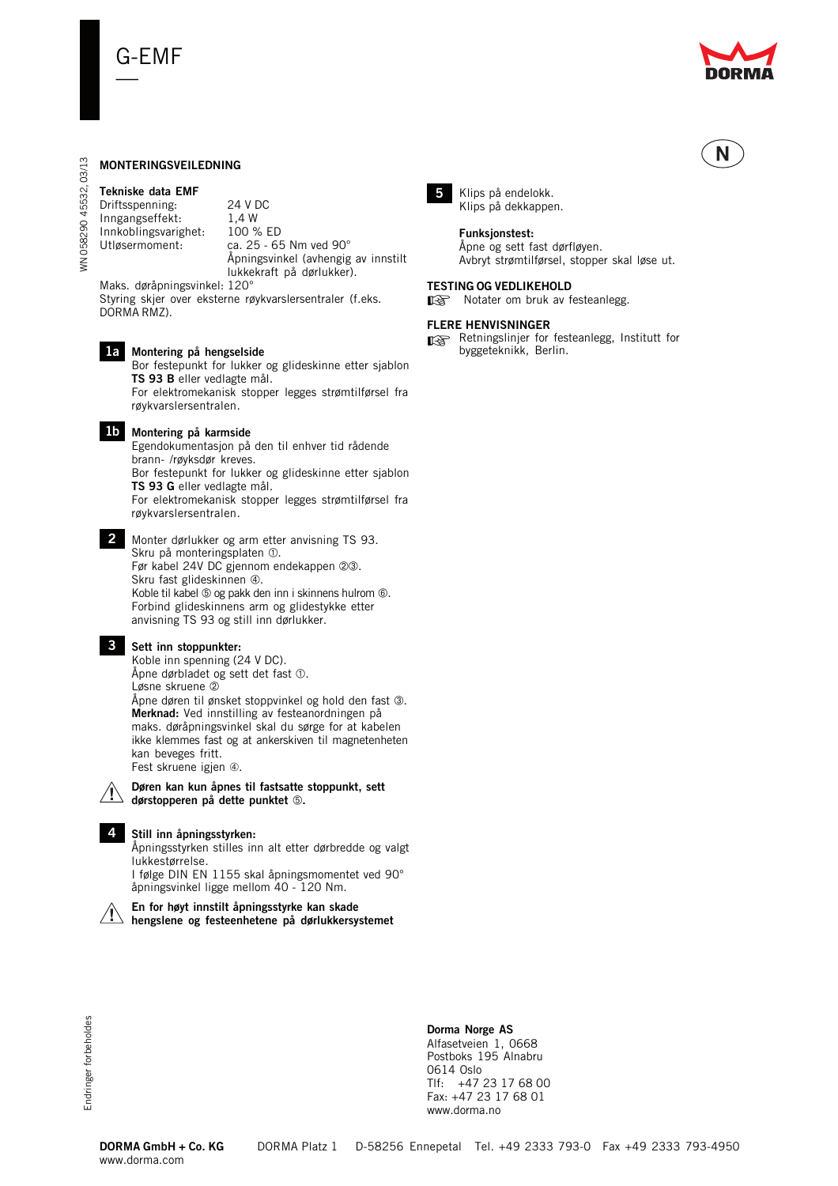# G-EMF

N

## MONTERINGSVEILEDNING

**Tekniske data EMF**

| | |
|---|---|
| Driftsspenning: | 24 V DC |
| Inngangseffekt: | 1,4 W |
| Innkoblingsvarighet: | 100 % ED |
| Utløsermoment: | ca. 25 - 65 Nm ved 90° Åpningsvinkel (avhengig av innstilt lukkekraft på dørlukker). |

Maks. døråpningsvinkel: 120°
Styring skjer over eksterne røykvarslersentraler (f.eks. DORMA RMZ).

**1a Montering på hengselside**
Bor festepunkt for lukker og glideskinne etter sjablon **TS 93 B** eller vedlagte mål.
For elektromekanisk stopper legges strømtilførsel fra røykvarslersentralen.

**1b Montering på karmside**
Egendokumentasjon på den til enhver tid rådende brann- /røyksdør kreves.
Bor festepunkt for lukker og glideskinne etter sjablon **TS 93 G** eller vedlagte mål.
For elektromekanisk stopper legges strømtilførsel fra røykvarslersentralen.

**2** Monter dørlukker og arm etter anvisning TS 93.
Skru på monteringsplaten ①.
Før kabel 24V DC gjennom endekappen ②③.
Skru fast glideskinnen ④.
Koble til kabel ⑤ og pakk den inn i skinnens hulrom ⑥.
Forbind glideskinnens arm og glidestykke etter anvisning TS 93 og still inn dørlukker.

**3 Sett inn stoppunkter:**
Koble inn spenning (24 V DC).
Åpne dørbladet og sett det fast ①.
Løsne skruene ②
Åpne døren til ønsket stoppvinkel og hold den fast ③.
**Merknad:** Ved innstilling av festeanordningen på maks. døråpningsvinkel skal du sørge for at kabelen ikke klemmes fast og at ankerskiven til magnetenheten kan beveges fritt.
Fest skruene igjen ④.

⚠ **Døren kan kun åpnes til fastsatte stoppunkt, sett dørstopperen på dette punktet ⑤.**

**4 Still inn åpningsstyrken:**
Åpningsstyrken stilles inn alt etter dørbredde og valgt lukkestørrelse.
I følge DIN EN 1155 skal åpningsmomentet ved 90° åpningsvinkel ligge mellom 40 - 120 Nm.

⚠ **En for høyt innstilt åpningsstyrke kan skade hengslene og festeenhetene på dørlukkersystemet**

**5** Klips på endelokk.
Klips på dekkappen.

**Funksjonstest:**
Åpne og sett fast dørfløyen.
Avbryt strømtilførsel, stopper skal løse ut.

## TESTING OG VEDLIKEHOLD

☞ Notater om bruk av festeanlegg.

## FLERE HENVISNINGER

☞ Retningslinjer for festeanlegg, Institutt for byggeteknikk, Berlin.

**Dorma Norge AS**
Alfasetveien 1, 0668
Postboks 195 Alnabru
0614 Oslo
Tlf: +47 23 17 68 00
Fax: +47 23 17 68 01
www.dorma.no

WN 058290 45532, 03/13

Endringer forbeholdes

**DORMA GmbH + Co. KG** DORMA Platz 1 D-58256 Ennepetal Tel. +49 2333 793-0 Fax +49 2333 793-4950
www.dorma.com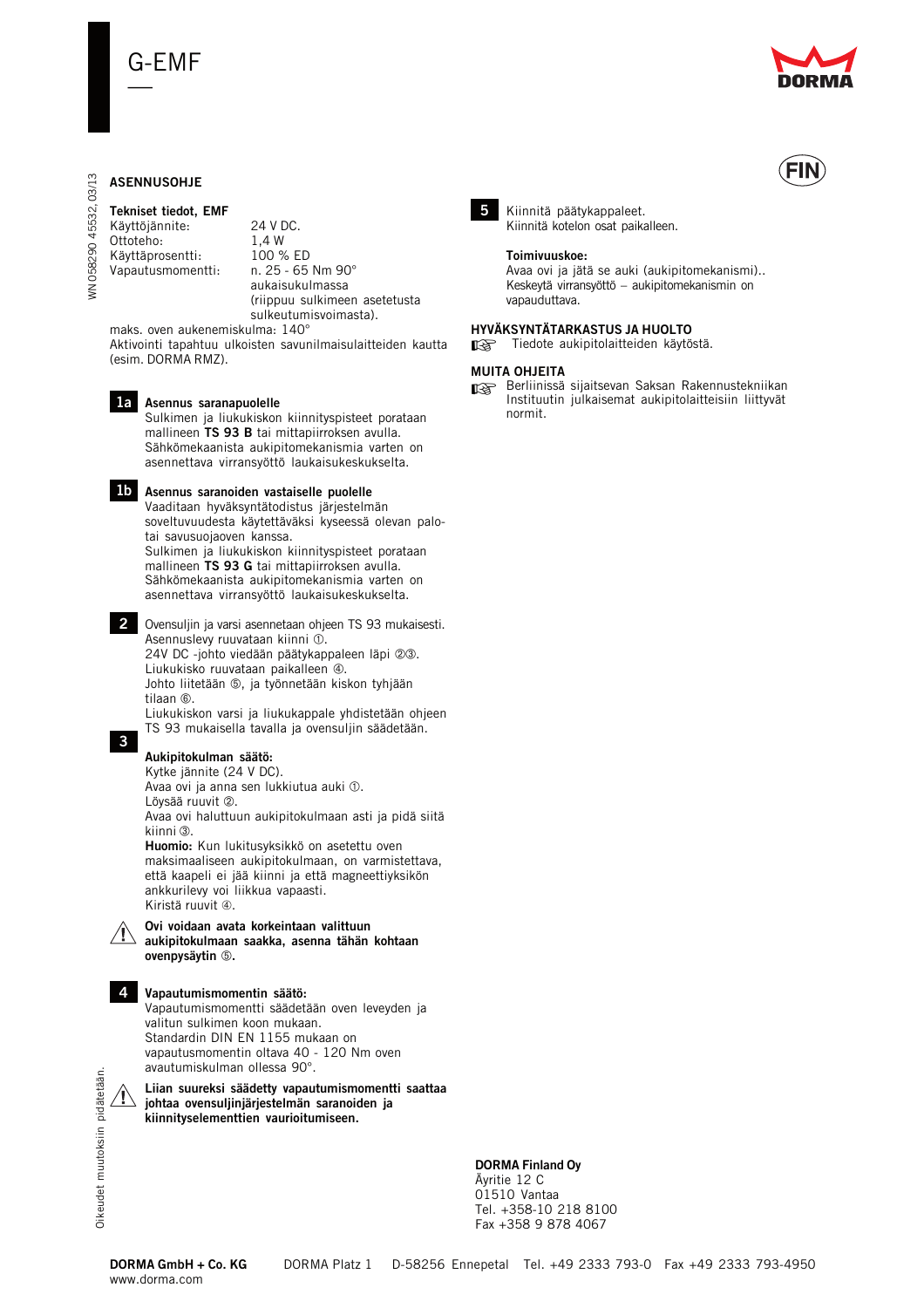# G-EMF

FIN

WN 058290 45532, 03/13

## ASENNUSOHJE

**Tekniset tiedot, EMF**

Käyttöjännite: 24 V DC.
Ottoteho: 1,4 W
Käyttäprosentti: 100 % ED
Vapautusmomentti: n. 25 - 65 Nm 90° aukaisukulmassa (riippuu sulkimeen asetetusta sulkeutumisvoimasta).

maks. oven aukenemiskulma: 140°
Aktivointi tapahtuu ulkoisten savunilmaisulaitteiden kautta (esim. DORMA RMZ).

**1a** **Asennus saranapuolelle**
Sulkimen ja liukukiskon kiinnityspisteet porataan mallineen **TS 93 B** tai mittapiirroksen avulla.
Sähkömekaanista aukipitomekanismia varten on asennettava virransyöttö laukaisukeskukselta.

**1b** **Asennus saranoiden vastaiselle puolelle**
Vaaditaan hyväksyntätodistus järjestelmän soveltuvuudesta käytettäväksi kyseessä olevan palo- tai savusuojaoven kanssa.
Sulkimen ja liukukiskon kiinnityspisteet porataan mallineen **TS 93 G** tai mittapiirroksen avulla.
Sähkömekaanista aukipitomekanismia varten on asennettava virransyöttö laukaisukeskukselta.

**2** Ovensuljin ja varsi asennetaan ohjeen TS 93 mukaisesti.
Asennuslevy ruuvataan kiinni ①.
24V DC -johto viedään päätykappaleen läpi ②③.
Liukukisko ruuvataan paikalleen ④.
Johto liitetään ⑤, ja työnnetään kiskon tyhjään tilaan ⑥.
Liukukiskon varsi ja liukukappale yhdistetään ohjeen TS 93 mukaisella tavalla ja ovensuljin säädetään.

**3**

**Aukipitokulman säätö:**
Kytke jännite (24 V DC).
Avaa ovi ja anna sen lukkiutua auki ①.
Löysää ruuvit ②.
Avaa ovi haluttuun aukipitokulmaan asti ja pidä siitä kiinni ③.
**Huomio:** Kun lukitusyksikkö on asetettu oven maksimaaliseen aukipitokulmaan, on varmistettava, että kaapeli ei jää kiinni ja että magneettiyksikön ankkurilevy voi liikkua vapaasti.
Kiristä ruuvit ④.

⚠ **Ovi voidaan avata korkeintaan valittuun aukipitokulmaan saakka, asenna tähän kohtaan ovenpysäytin ⑤.**

**4** **Vapautumismomentin säätö:**
Vapautumismomentti säädetään oven leveyden ja valitun sulkimen koon mukaan.
Standardin DIN EN 1155 mukaan on vapautusmomentin oltava 40 - 120 Nm oven avautumiskulman ollessa 90°.

⚠ **Liian suureksi säädetty vapautumismomentti saattaa johtaa ovensuljinjärjestelmän saranoiden ja kiinnityselementtien vaurioitumiseen.**

**5** Kiinnitä päätykappaleet.
Kiinnitä kotelon osat paikalleen.

**Toimivuuskoe:**
Avaa ovi ja jätä se auki (aukipitomekanismi)..
Keskeytä virransyöttö – aukipitomekanismin on vapauduttava.

## HYVÄKSYNTÄTARKASTUS JA HUOLTO

☞ Tiedote aukipitolaitteiden käytöstä.

## MUITA OHJEITA

☞ Berliinissä sijaitsevan Saksan Rakennustekniikan Instituutin julkaisemat aukipitolaitteisiin liittyvät normit.

**DORMA Finland Oy**
Äyritie 12 C
01510 Vantaa
Tel. +358-10 218 8100
Fax +358 9 878 4067

Oikeudet muutoksiin pidätetään.

**DORMA GmbH + Co. KG** DORMA Platz 1 D-58256 Ennepetal Tel. +49 2333 793-0 Fax +49 2333 793-4950
www.dorma.com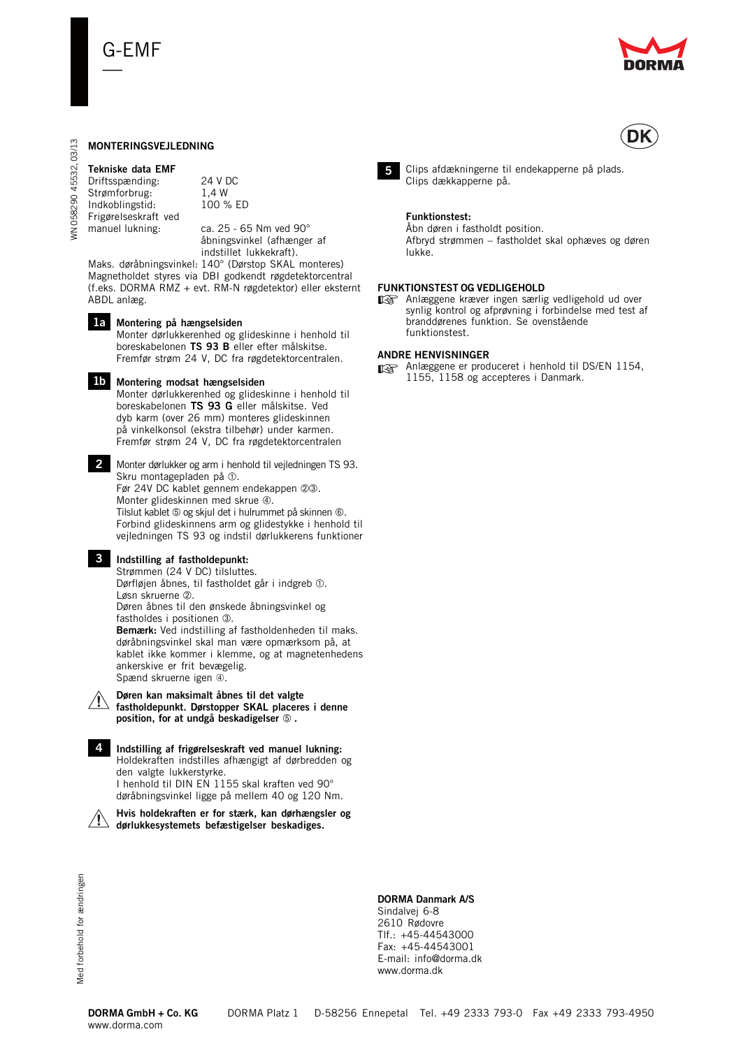# G-EMF

DK

## MONTERINGSVEJLEDNING

**Tekniske data EMF**

| | |
|---|---|
| Driftsspænding: | 24 V DC |
| Strømforbrug: | 1,4 W |
| Indkoblingstid: | 100 % ED |
| Frigørelseskraft ved manuel lukning: | ca. 25 - 65 Nm ved 90° åbningsvinkel (afhænger af indstillet lukkekraft). |

Maks. døråbningsvinkel: 140° (Dørstop SKAL monteres)
Magnetholdet styres via DBI godkendt røgdetektorcentral (f.eks. DORMA RMZ + evt. RM-N røgdetektor) eller eksternt ABDL anlæg.

**1a** **Montering på hængselsiden**
Monter dørlukkerenhed og glideskinne i henhold til boreskabelonen **TS 93 B** eller efter målskitse.
Fremfør strøm 24 V, DC fra røgdetektorcentralen.

**1b** **Montering modsat hængselsiden**
Monter dørlukkerenhed og glideskinne i henhold til boreskabelonen **TS 93 G** eller målskitse. Ved dyb karm (over 26 mm) monteres glideskinnen på vinkelkonsol (ekstra tilbehør) under karmen.
Fremfør strøm 24 V, DC fra røgdetektorcentralen

**2** Monter dørlukker og arm i henhold til vejledningen TS 93.
Skru montagepladen på ①.
Før 24V DC kablet gennem endekappen ②③.
Monter glideskinnen med skrue ④.
Tilslut kablet ⑤ og skjul det i hulrummet på skinnen ⑥.
Forbind glideskinnens arm og glidestykke i henhold til vejledningen TS 93 og indstil dørlukkerens funktioner

**3** **Indstilling af fastholdepunkt:**
Strømmen (24 V DC) tilsluttes.
Dørfløjen åbnes, til fastholdet går i indgreb ①.
Løsn skruerne ②.
Døren åbnes til den ønskede åbningsvinkel og fastholdes i positionen ③.
**Bemærk:** Ved indstilling af fastholdenheden til maks. døråbningsvinkel skal man være opmærksom på, at kablet ikke kommer i klemme, og at magnetenhedens ankerskive er frit bevægelig.
Spænd skruerne igen ④.

⚠ **Døren kan maksimalt åbnes til det valgte fastholdepunkt. Dørstopper SKAL placeres i denne position, for at undgå beskadigelser ⑤ .**

**4** **Indstilling af frigørelseskraft ved manuel lukning:**
Holdekraften indstilles afhængigt af dørbredden og den valgte lukkerstyrke.
I henhold til DIN EN 1155 skal kraften ved 90° døråbningsvinkel ligge på mellem 40 og 120 Nm.

⚠ **Hvis holdekraften er for stærk, kan dørhængsler og dørlukkesystemets befæstigelser beskadiges.**

**5** Clips afdækningerne til endekapperne på plads.
Clips dækkapperne på.

**Funktionstest:**
Åbn døren i fastholdt position.
Afbryd strømmen – fastholdet skal ophæves og døren lukke.

### FUNKTIONSTEST OG VEDLIGEHOLD

☞ Anlæggene kræver ingen særlig vedligehold ud over synlig kontrol og afprøvning i forbindelse med test af branddørenes funktion. Se ovenstående funktionstest.

### ANDRE HENVISNINGER

☞ Anlæggene er produceret i henhold til DS/EN 1154, 1155, 1158 og accepteres i Danmark.

**DORMA Danmark A/S**
Sindalvej 6-8
2610 Rødovre
Tlf.: +45-44543000
Fax: +45-44543001
E-mail: info@dorma.dk
www.dorma.dk

WN 058290 45532, 03/13

Med forbehold for ændringen

**DORMA GmbH + Co. KG** DORMA Platz 1 D-58256 Ennepetal Tel. +49 2333 793-0 Fax +49 2333 793-4950
www.dorma.com